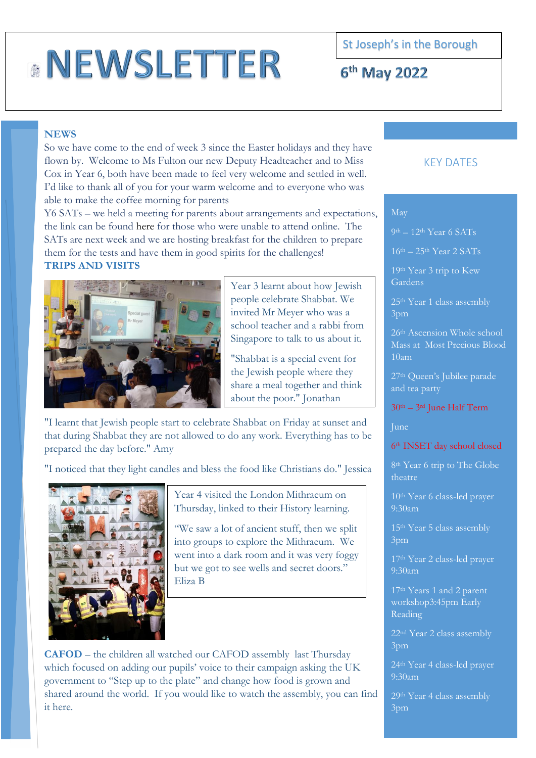# NEWSLETTER

St Joseph's in the Borough

6th May 2022

## NEWS

So we have come to the end of week 3 since the Easter holidays and they have flown by. Welcome to Ms Fulton our new Deputy Headteacher and to Miss Cox in Year 6, both have been made to feel very welcome and settled in well. I'd like to thank all of you for your warm welcome and to everyone who was able to make the coffee morning for parents

Y6 SATs – we held a meeting for parents about arrangements and expectations, the link can be found here for those who were unable to attend online. The SATs are next week and we are hosting breakfast for the children to prepare them for the tests and have them in good spirits for the challenges!

## TRIPS AND VISITS

Year 3 learnt about how Jewish people celebrate Shabbat. We invited Mr Meyer who was a school teacher and a rabbi from Singapore to talk to us about it.

"Shabbat is a special event for the Jewish people where they share a meal together and think about the poor." Jonathan

"I learnt that Jewish people start to celebrate Shabbat on Friday at sunset and that during Shabbat they are not allowed to do any work. Everything has to be prepared the day before." Amy

"I noticed that they light candles and bless the food like Christians do." Jessica

Year 4 visited the London Mithraeum on Thursday, linked to their History learning.

"We saw a lot of ancient stuff, then we split into groups to explore the Mithraeum. We went into a dark room and it was very foggy but we got to see wells and secret doors." Eliza B

**CAFOD** – the children all watched our CAFOD assembly last Thursday which focused on adding our pupils' voice to their campaign asking the UK government to "Step up to the plate" and change how food is grown and shared around the world. If you would like to watch the assembly, you can find it here.

## KEY DATES

**May**

- 9th – 12th Year 6 SATs
- 16th – 25th Year 2 SATs
- 19th Year 3 trip to Kew Gardens
- 25th Year 1 class assembly 3pm
- 26th Ascension Whole school Mass at Most Precious Blood 10am
- 27th Queen's Jubilee parade and tea party
- 30th – 3rd June Half Term

**June**

- 6th INSET day school closed
- 8th Year 6 trip to The Globe theatre
- 10th Year 6 class-led prayer 9:30am
- 15th Year 5 class assembly 3pm
- 17th Year 2 class-led prayer 9:30am
- 17th Years 1 and 2 parent workshop3:45pm Early Reading
- 22nd Year 2 class assembly 3pm
- 24th Year 4 class-led prayer 9:30am
- 29th Year 4 class assembly 3pm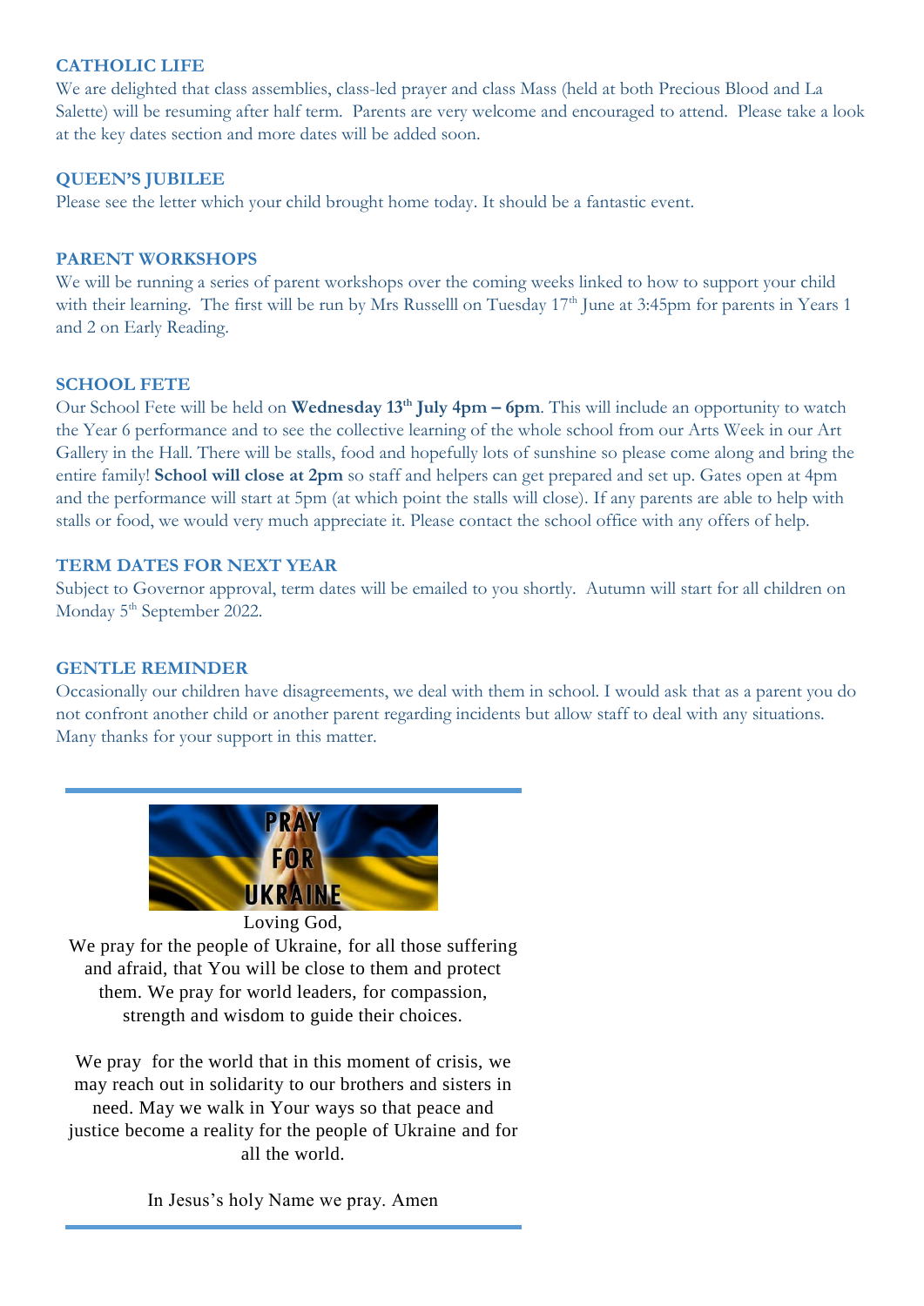### CATHOLIC LIFE

We are delighted that class assemblies, class-led prayer and class Mass (held at both Precious Blood and La Salette) will be resuming after half term. Parents are very welcome and encouraged to attend. Please take a look at the key dates section and more dates will be added soon.

### QUEEN'S JUBILEE

Please see the letter which your child brought home today. It should be a fantastic event.

### PARENT WORKSHOPS

We will be running a series of parent workshops over the coming weeks linked to how to support your child with their learning. The first will be run by Mrs Russelll on Tuesday 17th June at 3:45pm for parents in Years 1 and 2 on Early Reading.

### SCHOOL FETE

Our School Fete will be held on **Wednesday 13th July 4pm – 6pm**. This will include an opportunity to watch the Year 6 performance and to see the collective learning of the whole school from our Arts Week in our Art Gallery in the Hall. There will be stalls, food and hopefully lots of sunshine so please come along and bring the entire family! **School will close at 2pm** so staff and helpers can get prepared and set up. Gates open at 4pm and the performance will start at 5pm (at which point the stalls will close). If any parents are able to help with stalls or food, we would very much appreciate it. Please contact the school office with any offers of help.

### TERM DATES FOR NEXT YEAR

Subject to Governor approval, term dates will be emailed to you shortly. Autumn will start for all children on Monday 5th September 2022.

### GENTLE REMINDER

Occasionally our children have disagreements, we deal with them in school. I would ask that as a parent you do not confront another child or another parent regarding incidents but allow staff to deal with any situations. Many thanks for your support in this matter.

---

PRAY FOR UKRAINE

Loving God,
We pray for the people of Ukraine, for all those suffering and afraid, that You will be close to them and protect them. We pray for world leaders, for compassion, strength and wisdom to guide their choices.

We pray for the world that in this moment of crisis, we may reach out in solidarity to our brothers and sisters in need. May we walk in Your ways so that peace and justice become a reality for the people of Ukraine and for all the world.

In Jesus's holy Name we pray. Amen

---